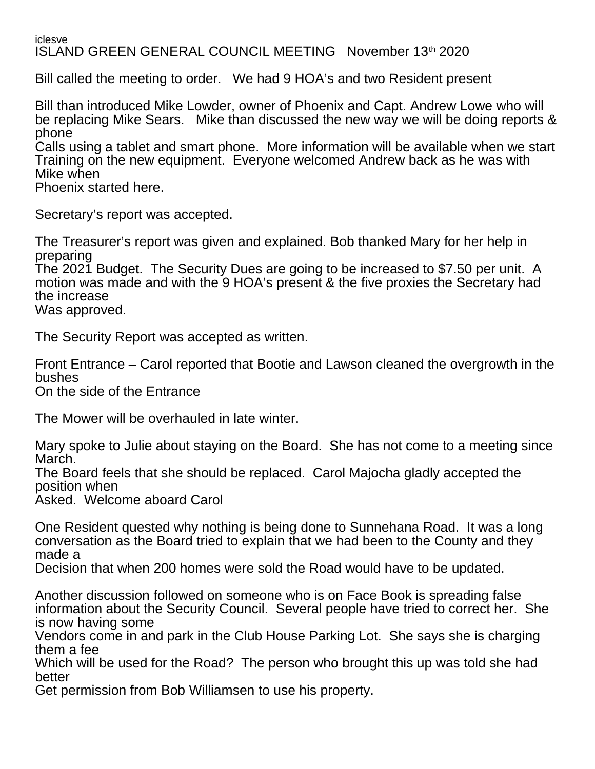iclesve

# ISLAND GREEN GENERAL COUNCIL MEETING November 13th 2020

Bill called the meeting to order. We had 9 HOA's and two Resident present

Bill than introduced Mike Lowder, owner of Phoenix and Capt. Andrew Lowe who will be replacing Mike Sears. Mike than discussed the new way we will be doing reports & phone Calls using a tablet and smart phone. More information will be available when we start Training on the new equipment. Everyone welcomed Andrew back as he was with Mike when Phoenix started here.

Secretary's report was accepted.

The Treasurer's report was given and explained. Bob thanked Mary for her help in preparing The 2021 Budget. The Security Dues are going to be increased to $7.50 per unit. A motion was made and with the 9 HOA's present & the five proxies the Secretary had the increase Was approved.

The Security Report was accepted as written.

Front Entrance – Carol reported that Bootie and Lawson cleaned the overgrowth in the bushes On the side of the Entrance

The Mower will be overhauled in late winter.

Mary spoke to Julie about staying on the Board. She has not come to a meeting since March. The Board feels that she should be replaced. Carol Majocha gladly accepted the position when Asked. Welcome aboard Carol

One Resident quested why nothing is being done to Sunnehana Road. It was a long conversation as the Board tried to explain that we had been to the County and they made a Decision that when 200 homes were sold the Road would have to be updated.

Another discussion followed on someone who is on Face Book is spreading false information about the Security Council. Several people have tried to correct her. She is now having some Vendors come in and park in the Club House Parking Lot. She says she is charging them a fee Which will be used for the Road? The person who brought this up was told she had better Get permission from Bob Williamsen to use his property.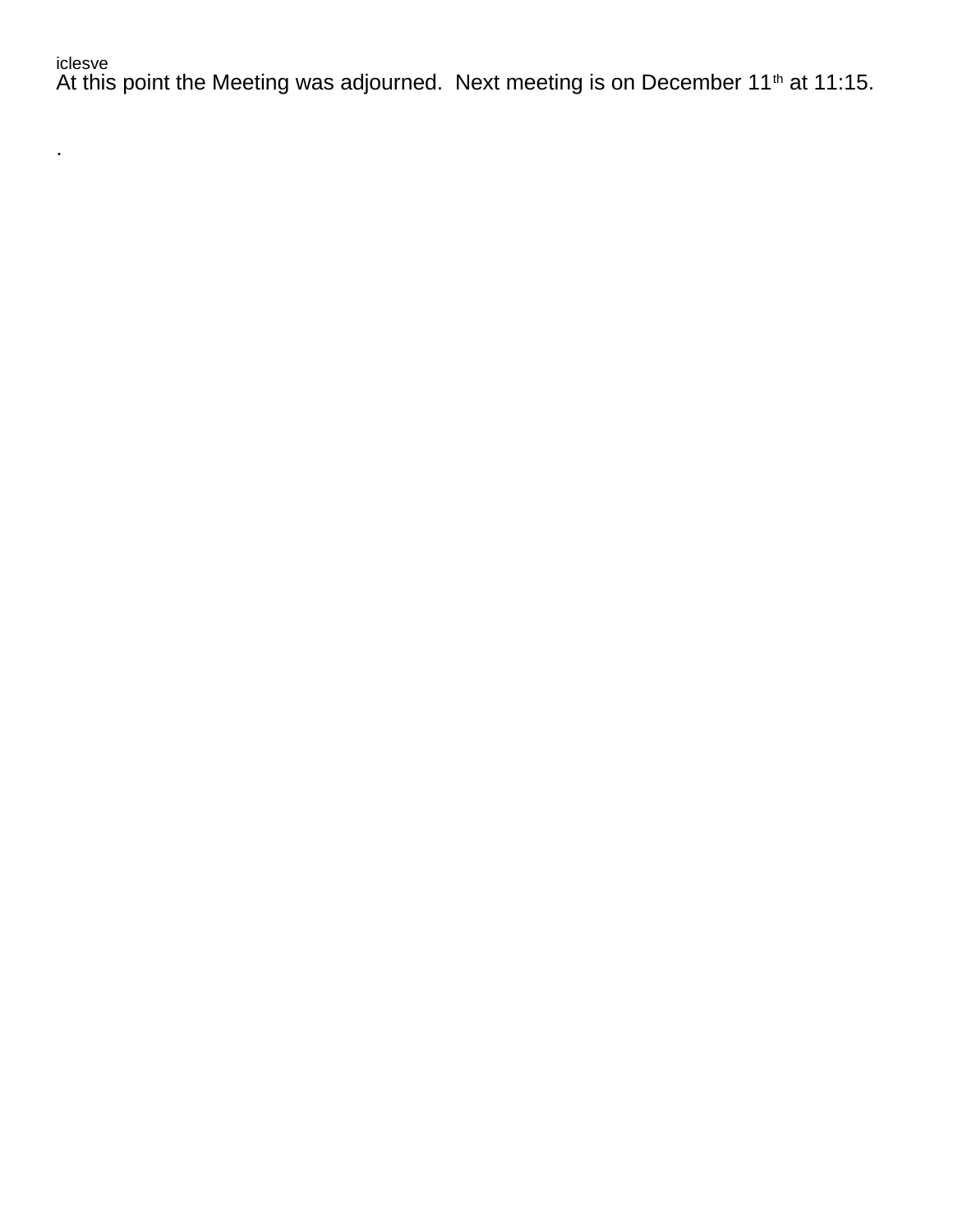iclesve

At this point the Meeting was adjourned.  Next meeting is on December 11th at 11:15.

.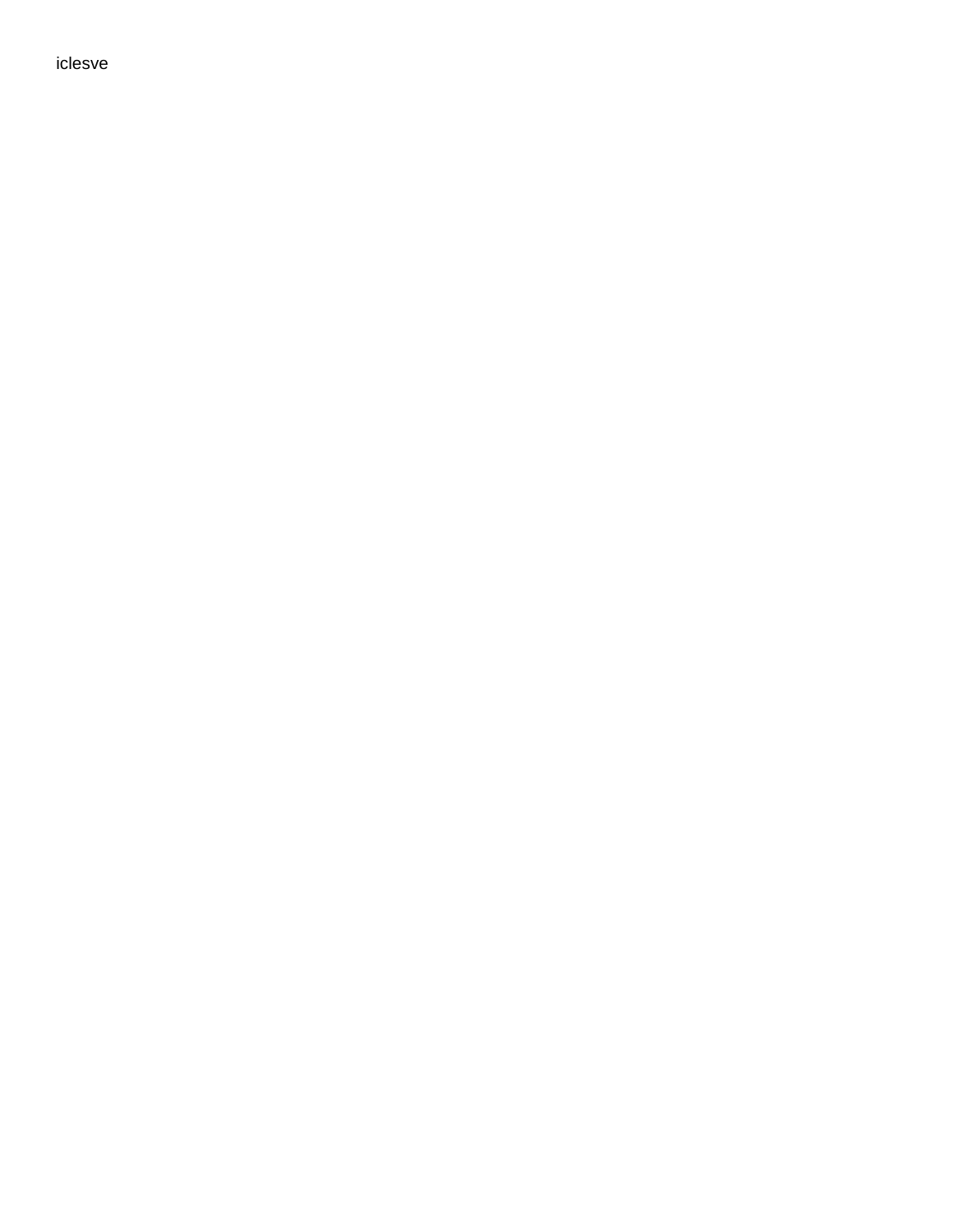iclesve